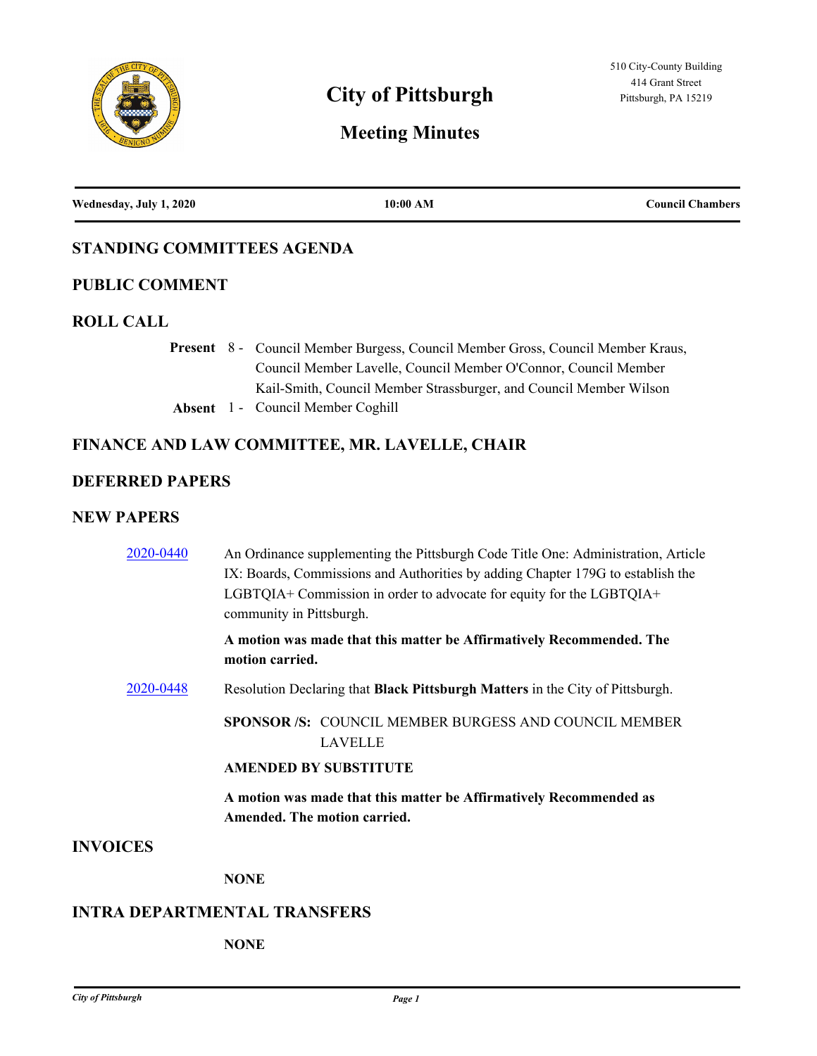# City of Pittsburgh

## Meeting Minutes

510 City-County Building
414 Grant Street
Pittsburgh, PA 15219

**Wednesday, July 1, 2020** | **10:00 AM** | **Council Chambers**

## STANDING COMMITTEES AGENDA

## PUBLIC COMMENT

## ROLL CALL

**Present** 8 - Council Member Burgess, Council Member Gross, Council Member Kraus, Council Member Lavelle, Council Member O'Connor, Council Member Kail-Smith, Council Member Strassburger, and Council Member Wilson

**Absent** 1 - Council Member Coghill

## FINANCE AND LAW COMMITTEE, MR. LAVELLE, CHAIR

## DEFERRED PAPERS

## NEW PAPERS

2020-0440 An Ordinance supplementing the Pittsburgh Code Title One: Administration, Article IX: Boards, Commissions and Authorities by adding Chapter 179G to establish the LGBTQIA+ Commission in order to advocate for equity for the LGBTQIA+ community in Pittsburgh.

**A motion was made that this matter be Affirmatively Recommended. The motion carried.**

2020-0448 Resolution Declaring that **Black Pittsburgh Matters** in the City of Pittsburgh.

**SPONSOR /S:** COUNCIL MEMBER BURGESS AND COUNCIL MEMBER LAVELLE

**AMENDED BY SUBSTITUTE**

**A motion was made that this matter be Affirmatively Recommended as Amended. The motion carried.**

## INVOICES

**NONE**

## INTRA DEPARTMENTAL TRANSFERS

**NONE**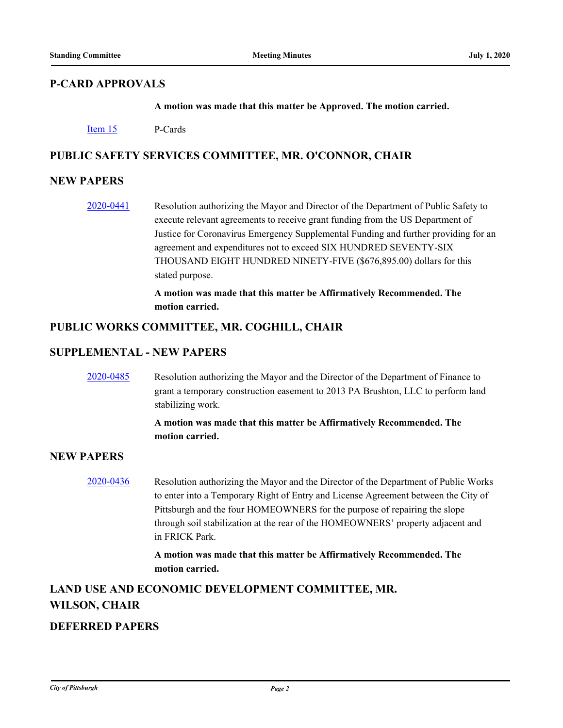## P-CARD APPROVALS

**A motion was made that this matter be Approved. The motion carried.**

Item 15 P-Cards

## PUBLIC SAFETY SERVICES COMMITTEE, MR. O'CONNOR, CHAIR

## NEW PAPERS

2020-0441 Resolution authorizing the Mayor and Director of the Department of Public Safety to execute relevant agreements to receive grant funding from the US Department of Justice for Coronavirus Emergency Supplemental Funding and further providing for an agreement and expenditures not to exceed SIX HUNDRED SEVENTY-SIX THOUSAND EIGHT HUNDRED NINETY-FIVE ($676,895.00) dollars for this stated purpose.

**A motion was made that this matter be Affirmatively Recommended. The motion carried.**

## PUBLIC WORKS COMMITTEE, MR. COGHILL, CHAIR

## SUPPLEMENTAL - NEW PAPERS

2020-0485 Resolution authorizing the Mayor and the Director of the Department of Finance to grant a temporary construction easement to 2013 PA Brushton, LLC to perform land stabilizing work.

**A motion was made that this matter be Affirmatively Recommended. The motion carried.**

## NEW PAPERS

2020-0436 Resolution authorizing the Mayor and the Director of the Department of Public Works to enter into a Temporary Right of Entry and License Agreement between the City of Pittsburgh and the four HOMEOWNERS for the purpose of repairing the slope through soil stabilization at the rear of the HOMEOWNERS' property adjacent and in FRICK Park.

**A motion was made that this matter be Affirmatively Recommended. The motion carried.**

## LAND USE AND ECONOMIC DEVELOPMENT COMMITTEE, MR. WILSON, CHAIR

## DEFERRED PAPERS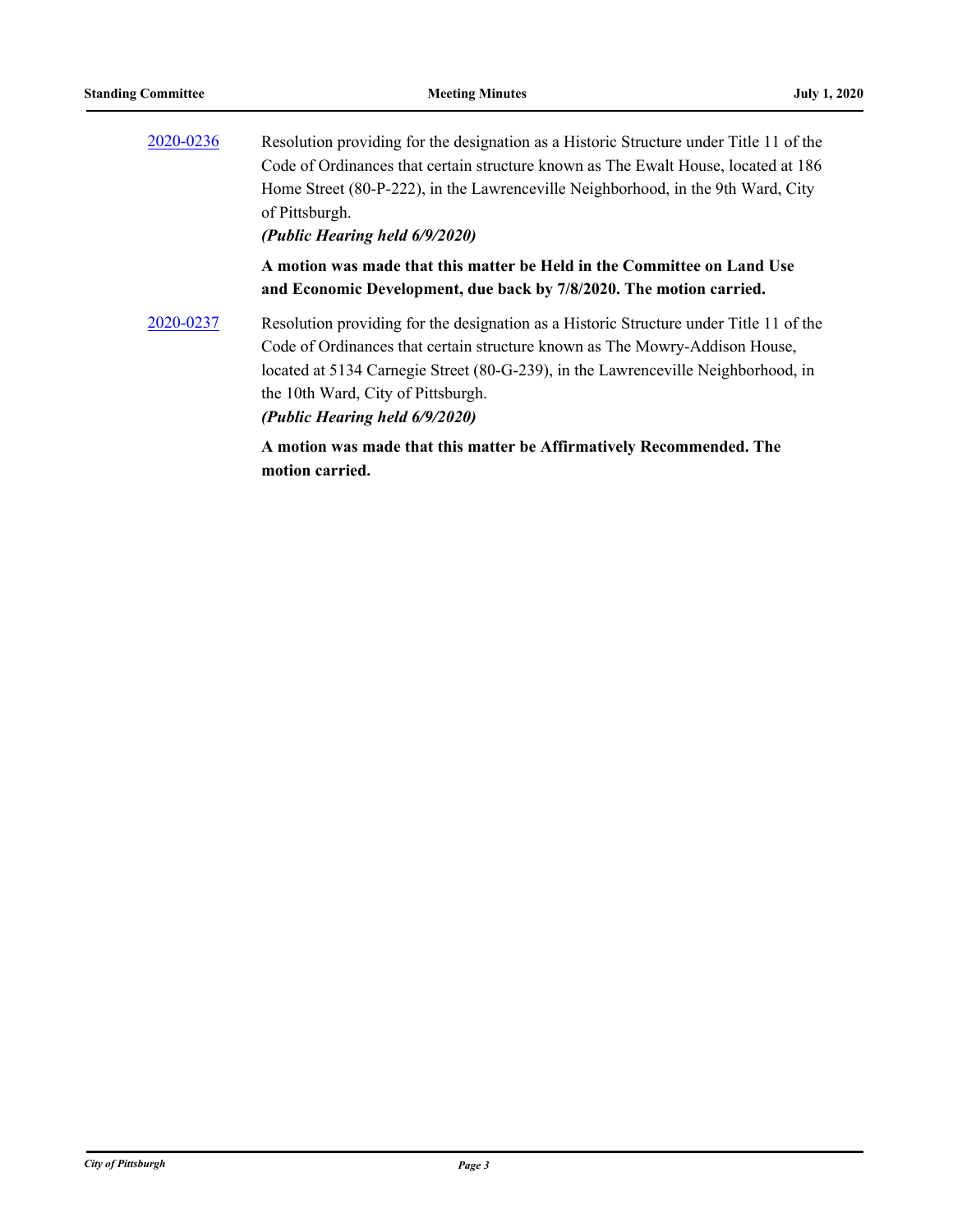2020-0236 Resolution providing for the designation as a Historic Structure under Title 11 of the Code of Ordinances that certain structure known as The Ewalt House, located at 186 Home Street (80-P-222), in the Lawrenceville Neighborhood, in the 9th Ward, City of Pittsburgh.
***(Public Hearing held 6/9/2020)***

**A motion was made that this matter be Held in the Committee on Land Use and Economic Development, due back by 7/8/2020. The motion carried.**

2020-0237 Resolution providing for the designation as a Historic Structure under Title 11 of the Code of Ordinances that certain structure known as The Mowry-Addison House, located at 5134 Carnegie Street (80-G-239), in the Lawrenceville Neighborhood, in the 10th Ward, City of Pittsburgh.
***(Public Hearing held 6/9/2020)***

**A motion was made that this matter be Affirmatively Recommended. The motion carried.**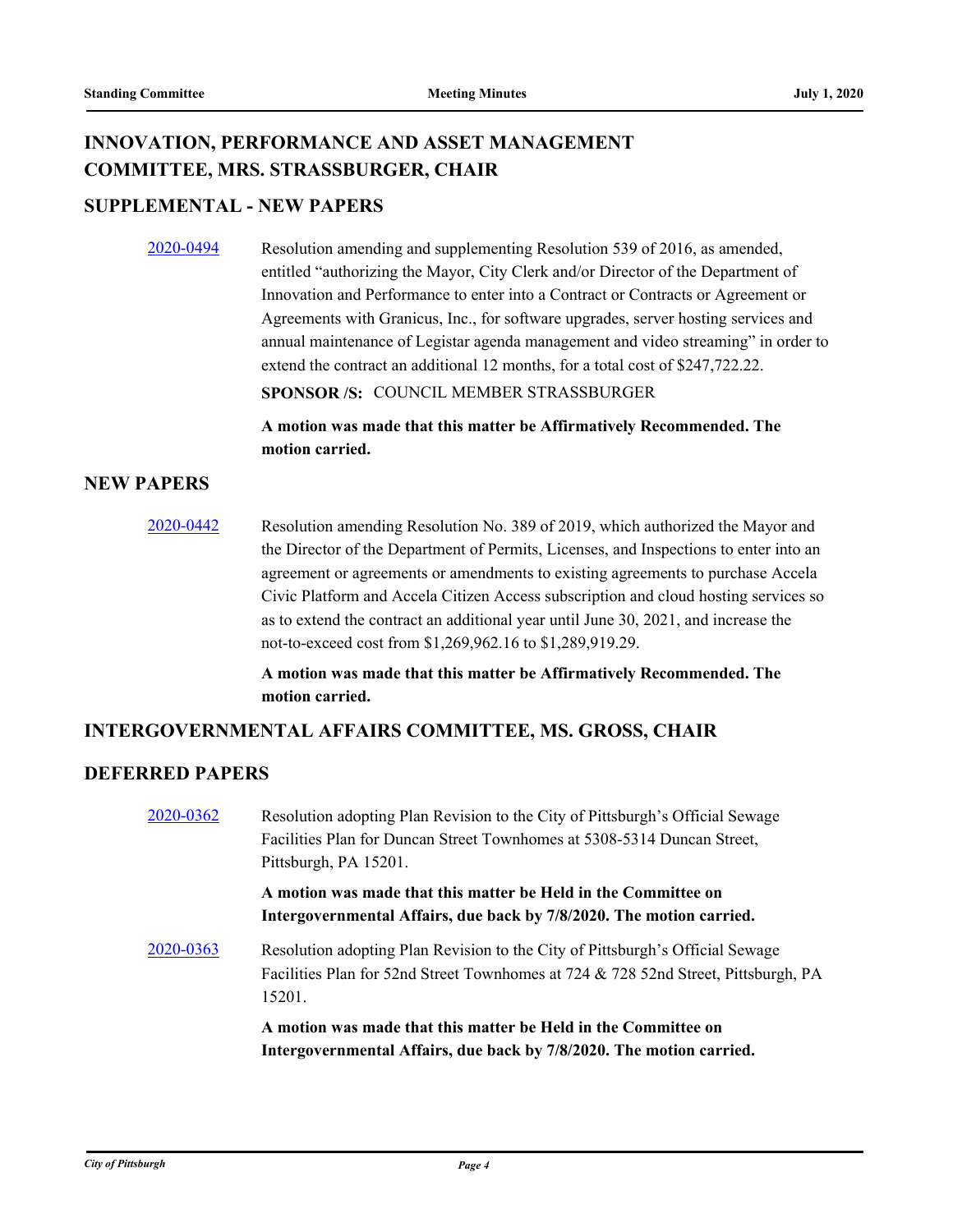## INNOVATION, PERFORMANCE AND ASSET MANAGEMENT COMMITTEE, MRS. STRASSBURGER, CHAIR

### SUPPLEMENTAL - NEW PAPERS

2020-0494 Resolution amending and supplementing Resolution 539 of 2016, as amended, entitled "authorizing the Mayor, City Clerk and/or Director of the Department of Innovation and Performance to enter into a Contract or Contracts or Agreement or Agreements with Granicus, Inc., for software upgrades, server hosting services and annual maintenance of Legistar agenda management and video streaming" in order to extend the contract an additional 12 months, for a total cost of $247,722.22.

**SPONSOR /S:** COUNCIL MEMBER STRASSBURGER

**A motion was made that this matter be Affirmatively Recommended. The motion carried.**

### NEW PAPERS

2020-0442 Resolution amending Resolution No. 389 of 2019, which authorized the Mayor and the Director of the Department of Permits, Licenses, and Inspections to enter into an agreement or agreements or amendments to existing agreements to purchase Accela Civic Platform and Accela Citizen Access subscription and cloud hosting services so as to extend the contract an additional year until June 30, 2021, and increase the not-to-exceed cost from $1,269,962.16 to $1,289,919.29.

**A motion was made that this matter be Affirmatively Recommended. The motion carried.**

## INTERGOVERNMENTAL AFFAIRS COMMITTEE, MS. GROSS, CHAIR

### DEFERRED PAPERS

2020-0362 Resolution adopting Plan Revision to the City of Pittsburgh's Official Sewage Facilities Plan for Duncan Street Townhomes at 5308-5314 Duncan Street, Pittsburgh, PA 15201.

**A motion was made that this matter be Held in the Committee on Intergovernmental Affairs, due back by 7/8/2020. The motion carried.**

2020-0363 Resolution adopting Plan Revision to the City of Pittsburgh's Official Sewage Facilities Plan for 52nd Street Townhomes at 724 & 728 52nd Street, Pittsburgh, PA 15201.

**A motion was made that this matter be Held in the Committee on Intergovernmental Affairs, due back by 7/8/2020. The motion carried.**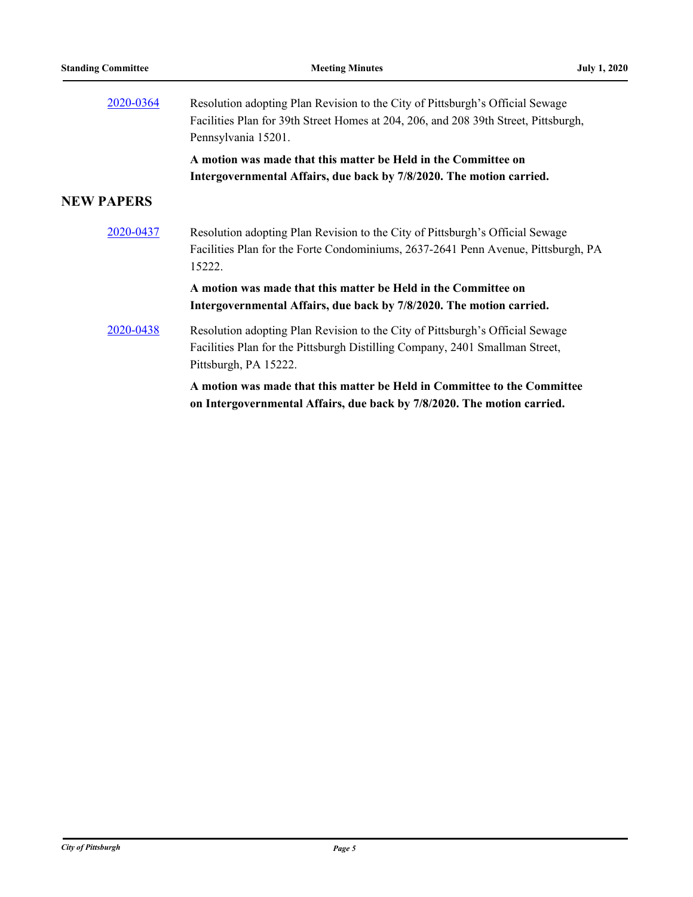2020-0364 Resolution adopting Plan Revision to the City of Pittsburgh's Official Sewage Facilities Plan for 39th Street Homes at 204, 206, and 208 39th Street, Pittsburgh, Pennsylvania 15201.

**A motion was made that this matter be Held in the Committee on Intergovernmental Affairs, due back by 7/8/2020. The motion carried.**

## NEW PAPERS

2020-0437 Resolution adopting Plan Revision to the City of Pittsburgh's Official Sewage Facilities Plan for the Forte Condominiums, 2637-2641 Penn Avenue, Pittsburgh, PA 15222.

**A motion was made that this matter be Held in the Committee on Intergovernmental Affairs, due back by 7/8/2020. The motion carried.**

2020-0438 Resolution adopting Plan Revision to the City of Pittsburgh's Official Sewage Facilities Plan for the Pittsburgh Distilling Company, 2401 Smallman Street, Pittsburgh, PA 15222.

**A motion was made that this matter be Held in Committee to the Committee on Intergovernmental Affairs, due back by 7/8/2020. The motion carried.**